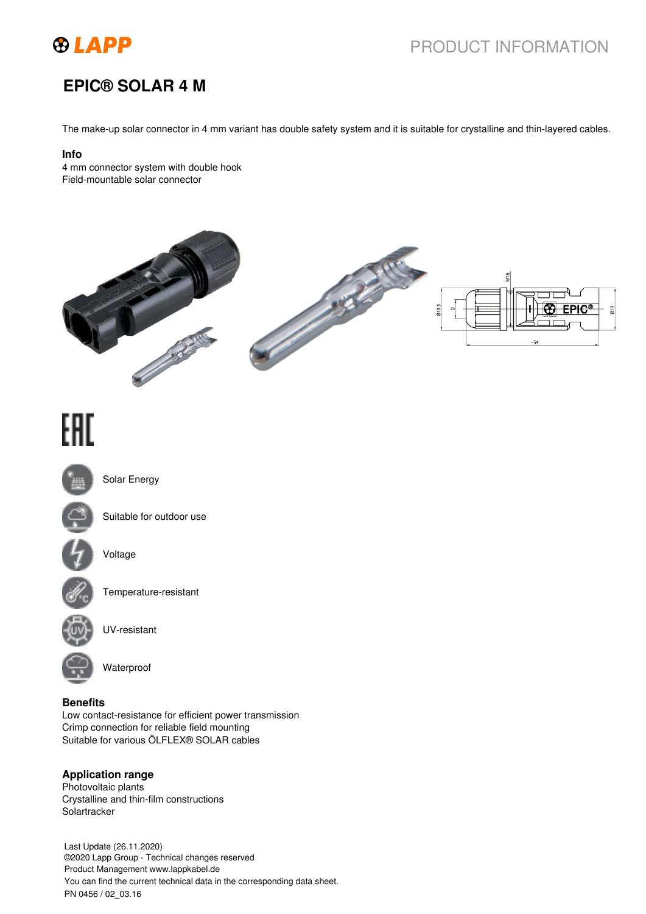# EPIC® SOLAR 4 M

The make-up solar connector in 4 mm variant has double safety system and it is suitable for crystalline and thin-layered cables.

**Info**

4 mm connector system with double hook
Field-mountable solar connector

Solar Energy

Suitable for outdoor use

Voltage

Temperature-resistant

UV-resistant

Waterproof

**Benefits**

Low contact-resistance for efficient power transmission
Crimp connection for reliable field mounting
Suitable for various ÖLFLEX® SOLAR cables

**Application range**

Photovoltaic plants
Crystalline and thin-film constructions
Solartracker

Last Update (26.11.2020)
©2020 Lapp Group - Technical changes reserved
Product Management www.lappkabel.de
You can find the current technical data in the corresponding data sheet.
PN 0456 / 02_03.16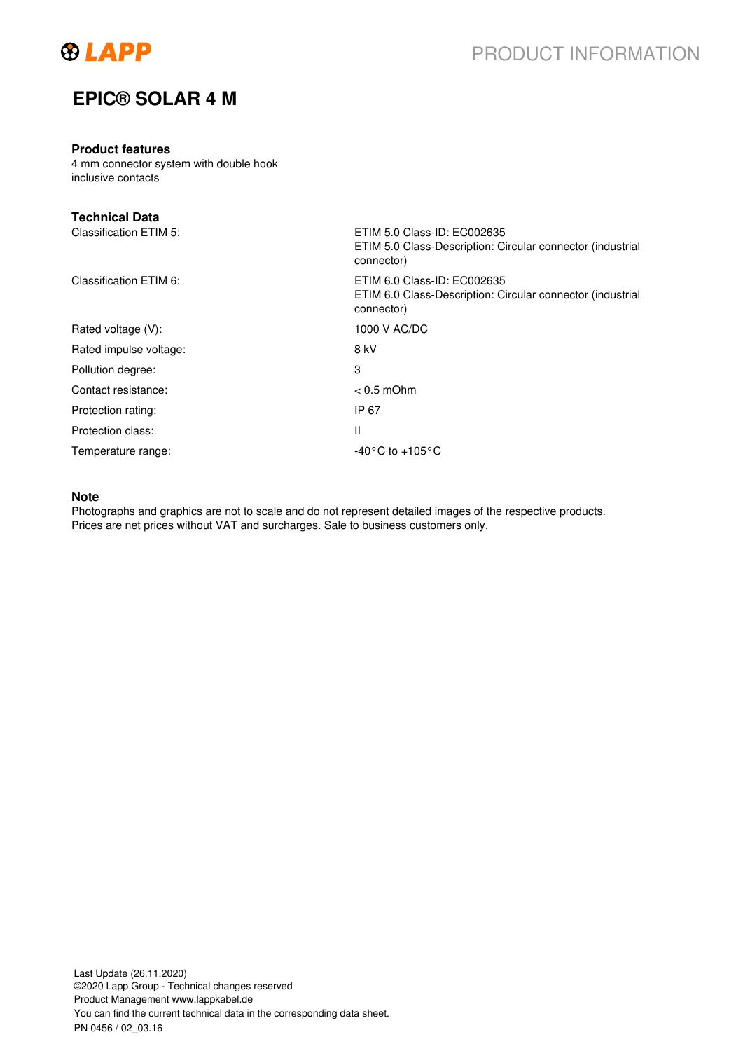# EPIC® SOLAR 4 M

## Product features

4 mm connector system with double hook
inclusive contacts

## Technical Data

| | |
|---|---|
| Classification ETIM 5: | ETIM 5.0 Class-ID: EC002635<br>ETIM 5.0 Class-Description: Circular connector (industrial connector) |
| Classification ETIM 6: | ETIM 6.0 Class-ID: EC002635<br>ETIM 6.0 Class-Description: Circular connector (industrial connector) |
| Rated voltage (V): | 1000 V AC/DC |
| Rated impulse voltage: | 8 kV |
| Pollution degree: | 3 |
| Contact resistance: | < 0.5 mOhm |
| Protection rating: | IP 67 |
| Protection class: | II |
| Temperature range: | -40°C to +105°C |

## Note

Photographs and graphics are not to scale and do not represent detailed images of the respective products.
Prices are net prices without VAT and surcharges. Sale to business customers only.

Last Update (26.11.2020)
©2020 Lapp Group - Technical changes reserved
Product Management www.lappkabel.de
You can find the current technical data in the corresponding data sheet.
PN 0456 / 02_03.16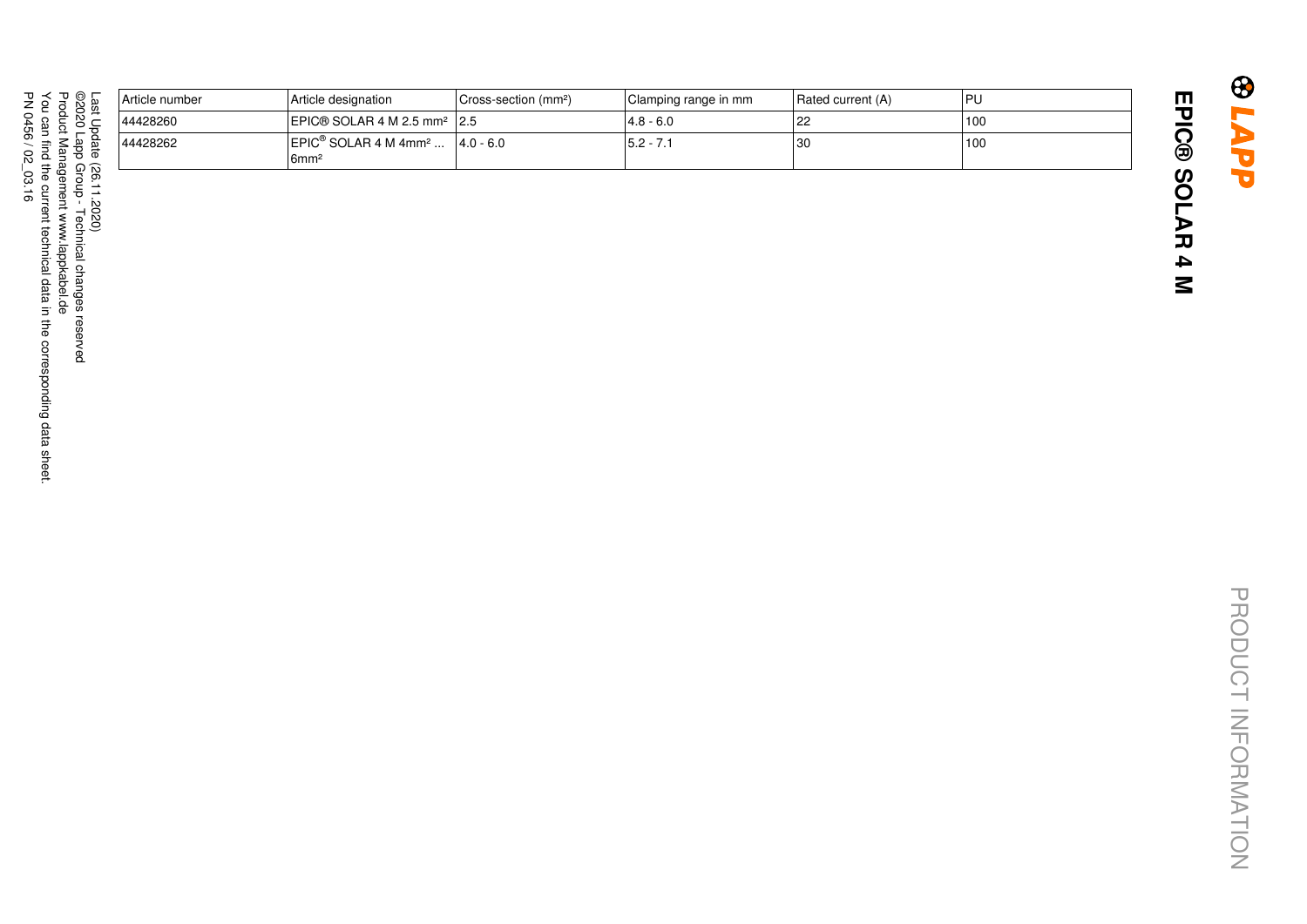# EPIC® SOLAR 4 M

| Article number | Article designation | Cross-section (mm²) | Clamping range in mm | Rated current (A) | PU |
|---|---|---|---|---|---|
| 44428260 | EPIC® SOLAR 4 M 2.5 mm² | 2.5 | 4.8 - 6.0 | 22 | 100 |
| 44428262 | EPIC® SOLAR 4 M 4mm² ... 6mm² | 4.0 - 6.0 | 5.2 - 7.1 | 30 | 100 |

Last Update (26.11.2020)
©2020 Lapp Group - Technical changes reserved
Product Management www.lappkabel.de
You can find the current technical data in the corresponding data sheet.
PN 0456 / 02_03.16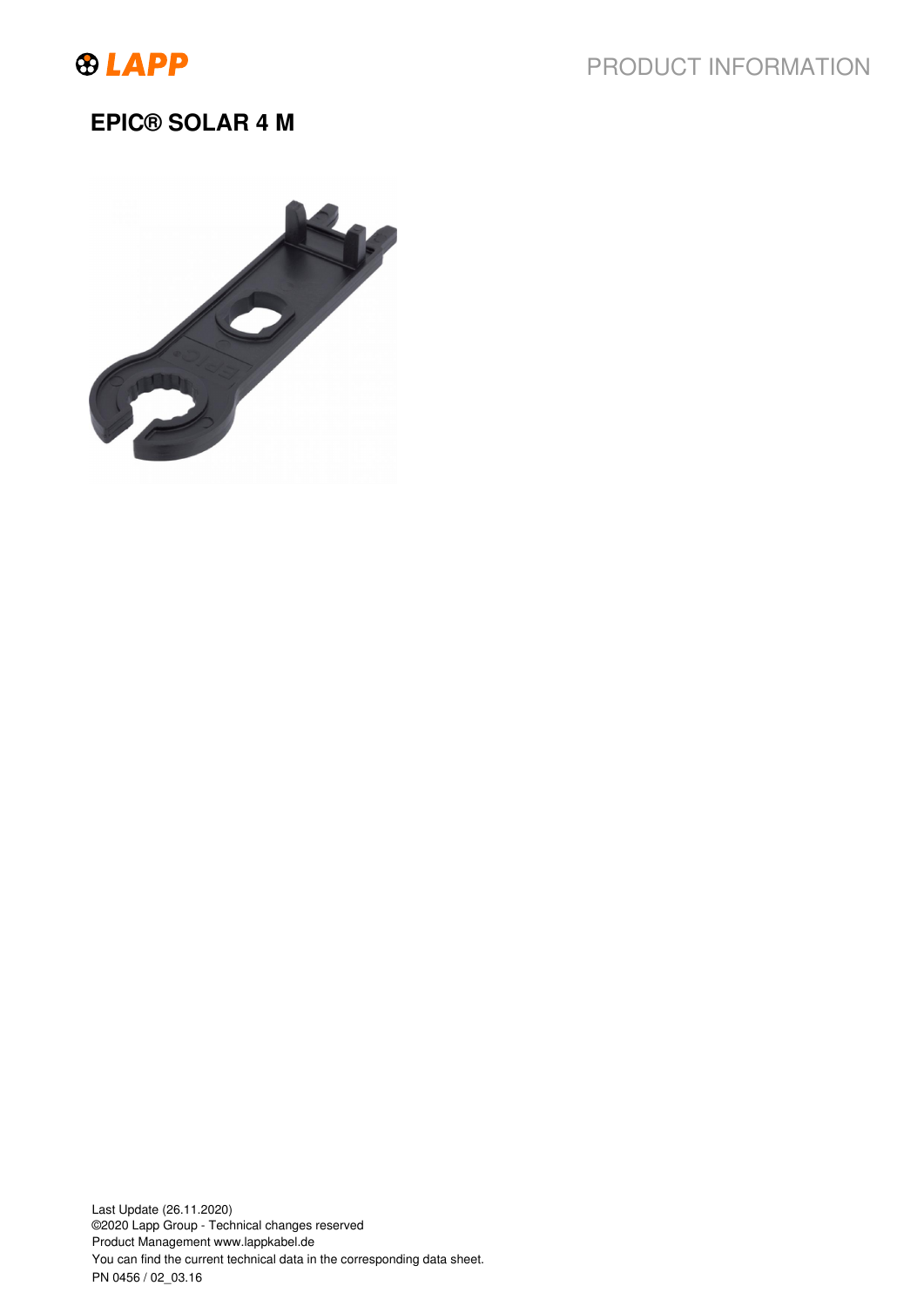# EPIC® SOLAR 4 M

Last Update (26.11.2020)
©2020 Lapp Group - Technical changes reserved
Product Management www.lappkabel.de
You can find the current technical data in the corresponding data sheet.
PN 0456 / 02_03.16